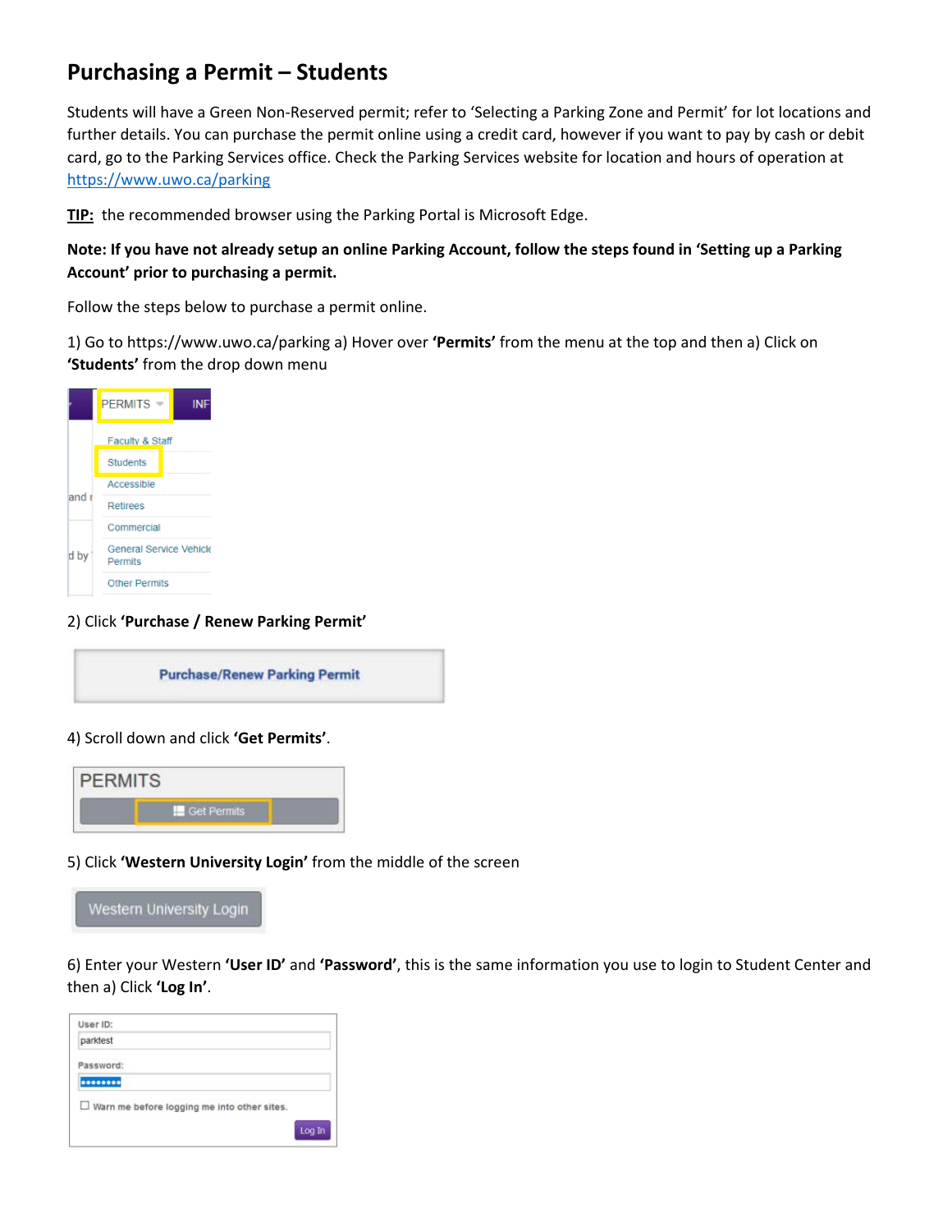# Purchasing a Permit – Students

Students will have a Green Non-Reserved permit; refer to 'Selecting a Parking Zone and Permit' for lot locations and further details. You can purchase the permit online using a credit card, however if you want to pay by cash or debit card, go to the Parking Services office. Check the Parking Services website for location and hours of operation at [https://www.uwo.ca/parking](https://www.uwo.ca/parking)

**TIP:** the recommended browser using the Parking Portal is Microsoft Edge.

**Note: If you have not already setup an online Parking Account, follow the steps found in 'Setting up a Parking Account' prior to purchasing a permit.**

Follow the steps below to purchase a permit online.

1) Go to https://www.uwo.ca/parking a) Hover over **'Permits'** from the menu at the top and then a) Click on **'Students'** from the drop down menu

2) Click **'Purchase / Renew Parking Permit'**

4) Scroll down and click **'Get Permits'**.

5) Click **'Western University Login'** from the middle of the screen

6) Enter your Western **'User ID'** and **'Password'**, this is the same information you use to login to Student Center and then a) Click **'Log In'**.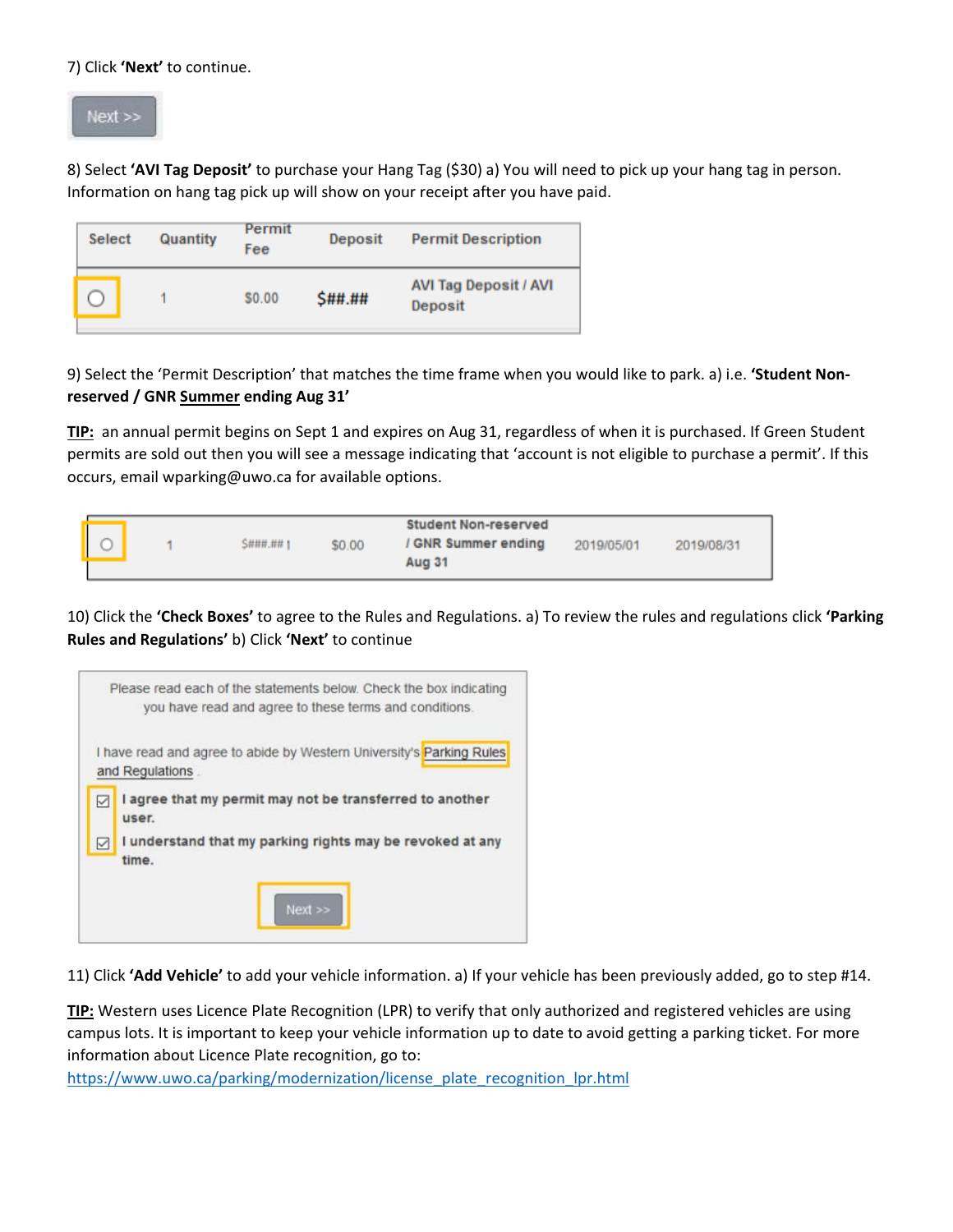7) Click **'Next'** to continue.

Next >>

8) Select **'AVI Tag Deposit'** to purchase your Hang Tag ($30) a) You will need to pick up your hang tag in person. Information on hang tag pick up will show on your receipt after you have paid.

| Select | Quantity | Permit Fee | Deposit | Permit Description |
|---|---|---|---|---|
| ○ | 1 | $0.00 | $##.## | AVI Tag Deposit / AVI Deposit |

9) Select the 'Permit Description' that matches the time frame when you would like to park. a) i.e. **'Student Non-reserved / GNR Summer ending Aug 31'**

**TIP:** an annual permit begins on Sept 1 and expires on Aug 31, regardless of when it is purchased. If Green Student permits are sold out then you will see a message indicating that 'account is not eligible to purchase a permit'. If this occurs, email wparking@uwo.ca for available options.

| | | | | | | |
|---|---|---|---|---|---|---|
| ○ | 1 | $###.## | $0.00 | Student Non-reserved / GNR Summer ending Aug 31 | 2019/05/01 | 2019/08/31 |

10) Click the **'Check Boxes'** to agree to the Rules and Regulations. a) To review the rules and regulations click **'Parking Rules and Regulations'** b) Click **'Next'** to continue

Please read each of the statements below. Check the box indicating you have read and agree to these terms and conditions.

I have read and agree to abide by Western University's Parking Rules and Regulations

☑ I agree that my permit may not be transferred to another user.

☑ I understand that my parking rights may be revoked at any time.

Next >>

11) Click **'Add Vehicle'** to add your vehicle information. a) If your vehicle has been previously added, go to step #14.

**TIP:** Western uses Licence Plate Recognition (LPR) to verify that only authorized and registered vehicles are using campus lots. It is important to keep your vehicle information up to date to avoid getting a parking ticket. For more information about Licence Plate recognition, go to: https://www.uwo.ca/parking/modernization/license_plate_recognition_lpr.html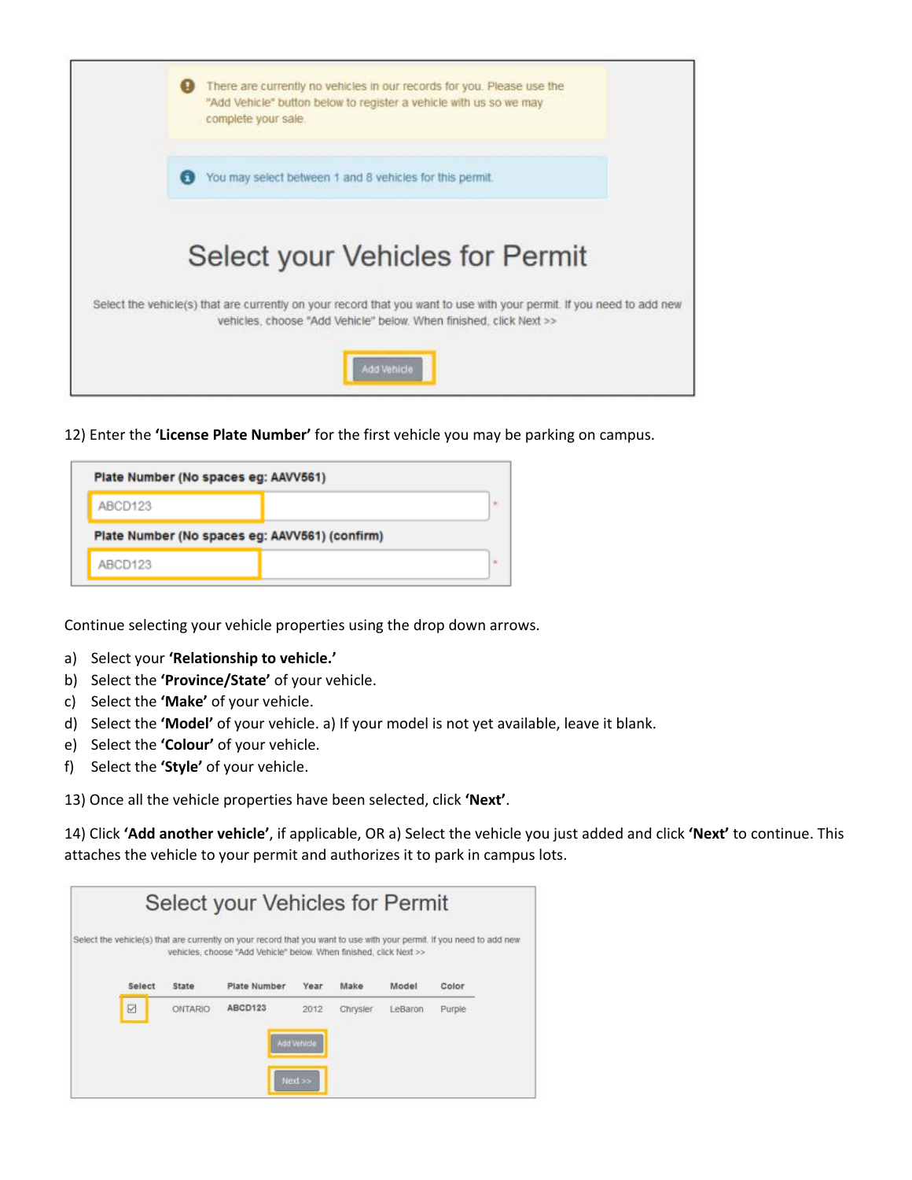There are currently no vehicles in our records for you. Please use the "Add Vehicle" button below to register a vehicle with us so we may complete your sale.

You may select between 1 and 8 vehicles for this permit.

Select your Vehicles for Permit

Select the vehicle(s) that are currently on your record that you want to use with your permit. If you need to add new vehicles, choose "Add Vehicle" below. When finished, click Next >>

Add Vehicle

12) Enter the **'License Plate Number'** for the first vehicle you may be parking on campus.

Plate Number (No spaces eg: AAVV561)

ABCD123

Plate Number (No spaces eg: AAVV561) (confirm)

ABCD123

Continue selecting your vehicle properties using the drop down arrows.

a) Select your **'Relationship to vehicle.'**
b) Select the **'Province/State'** of your vehicle.
c) Select the **'Make'** of your vehicle.
d) Select the **'Model'** of your vehicle. a) If your model is not yet available, leave it blank.
e) Select the **'Colour'** of your vehicle.
f) Select the **'Style'** of your vehicle.

13) Once all the vehicle properties have been selected, click **'Next'**.

14) Click **'Add another vehicle'**, if applicable, OR a) Select the vehicle you just added and click **'Next'** to continue. This attaches the vehicle to your permit and authorizes it to park in campus lots.

Select your Vehicles for Permit

Select the vehicle(s) that are currently on your record that you want to use with your permit. If you need to add new vehicles, choose "Add Vehicle" below. When finished, click Next >>

| Select | State | Plate Number | Year | Make | Model | Color |
|---|---|---|---|---|---|---|
| ☑ | ONTARIO | ABCD123 | 2012 | Chrysler | LeBaron | Purple |

Add Vehicle

Next >>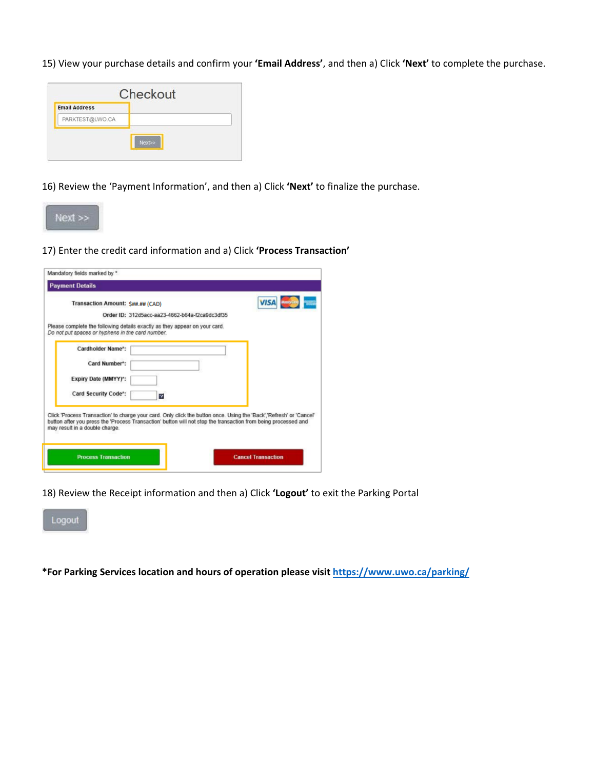15) View your purchase details and confirm your **'Email Address'**, and then a) Click **'Next'** to complete the purchase.

Checkout

Email Address

PARKTEST@UWO.CA

Next>>

16) Review the 'Payment Information', and then a) Click **'Next'** to finalize the purchase.

Next >>

17) Enter the credit card information and a) Click **'Process Transaction'**

Mandatory fields marked by *

Payment Details

Transaction Amount: $##.## (CAD)

Order ID: 312d5acc-aa23-4662-b64a-f2ca9dc3df35

Please complete the following details exactly as they appear on your card.
*Do not put spaces or hyphens in the card number.*

Cardholder Name*:

Card Number*:

Expiry Date (MMYY)*:

Card Security Code*:

Click 'Process Transaction' to charge your card. Only click the button once. Using the 'Back','Refresh' or 'Cancel' button after you press the 'Process Transaction' button will not stop the transaction from being processed and may result in a double charge.

Process Transaction

Cancel Transaction

18) Review the Receipt information and then a) Click **'Logout'** to exit the Parking Portal

Logout

**\*For Parking Services location and hours of operation please visit [https://www.uwo.ca/parking/](https://www.uwo.ca/parking/)**